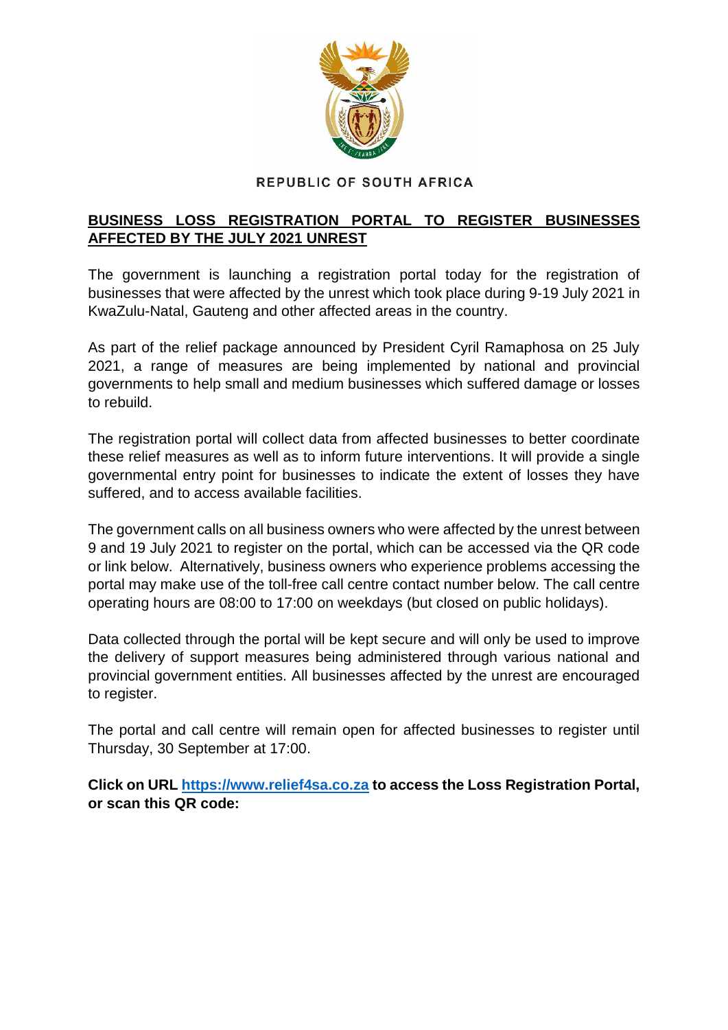REPUBLIC OF SOUTH AFRICA

## BUSINESS LOSS REGISTRATION PORTAL TO REGISTER BUSINESSES AFFECTED BY THE JULY 2021 UNREST

The government is launching a registration portal today for the registration of businesses that were affected by the unrest which took place during 9-19 July 2021 in KwaZulu-Natal, Gauteng and other affected areas in the country.

As part of the relief package announced by President Cyril Ramaphosa on 25 July 2021, a range of measures are being implemented by national and provincial governments to help small and medium businesses which suffered damage or losses to rebuild.

The registration portal will collect data from affected businesses to better coordinate these relief measures as well as to inform future interventions. It will provide a single governmental entry point for businesses to indicate the extent of losses they have suffered, and to access available facilities.

The government calls on all business owners who were affected by the unrest between 9 and 19 July 2021 to register on the portal, which can be accessed via the QR code or link below. Alternatively, business owners who experience problems accessing the portal may make use of the toll-free call centre contact number below. The call centre operating hours are 08:00 to 17:00 on weekdays (but closed on public holidays).

Data collected through the portal will be kept secure and will only be used to improve the delivery of support measures being administered through various national and provincial government entities. All businesses affected by the unrest are encouraged to register.

The portal and call centre will remain open for affected businesses to register until Thursday, 30 September at 17:00.

**Click on URL [https://www.relief4sa.co.za](https://www.relief4sa.co.za) to access the Loss Registration Portal, or scan this QR code:**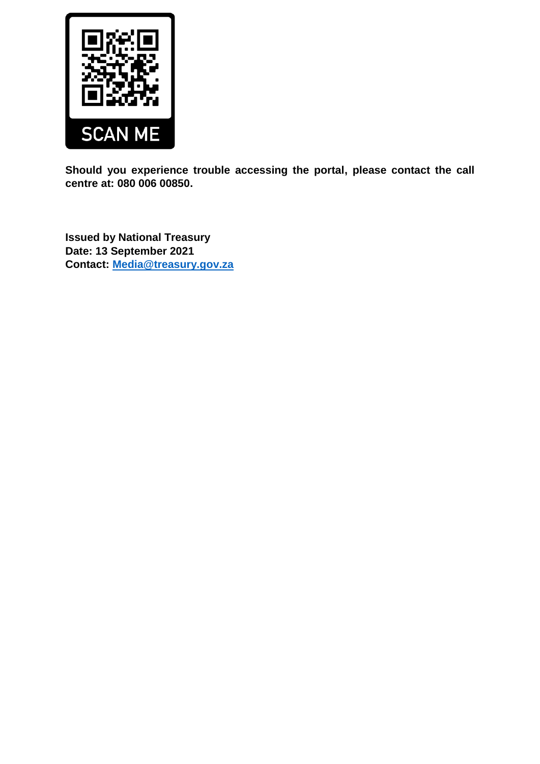SCAN ME

**Should you experience trouble accessing the portal, please contact the call centre at: 080 006 00850.**

**Issued by National Treasury**
**Date: 13 September 2021**
**Contact: Media@treasury.gov.za**